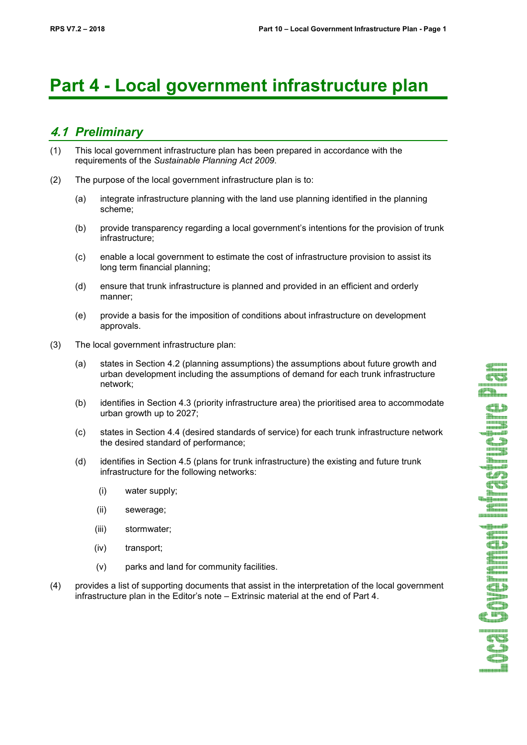# Part 4 - Local government infrastructure plan

## *4.1 Preliminary*

(1) This local government infrastructure plan has been prepared in accordance with the requirements of the *Sustainable Planning Act 2009*.

(2) The purpose of the local government infrastructure plan is to:

(a) integrate infrastructure planning with the land use planning identified in the planning scheme;

(b) provide transparency regarding a local government's intentions for the provision of trunk infrastructure;

(c) enable a local government to estimate the cost of infrastructure provision to assist its long term financial planning;

(d) ensure that trunk infrastructure is planned and provided in an efficient and orderly manner;

(e) provide a basis for the imposition of conditions about infrastructure on development approvals.

(3) The local government infrastructure plan:

(a) states in Section 4.2 (planning assumptions) the assumptions about future growth and urban development including the assumptions of demand for each trunk infrastructure network;

(b) identifies in Section 4.3 (priority infrastructure area) the prioritised area to accommodate urban growth up to 2027;

(c) states in Section 4.4 (desired standards of service) for each trunk infrastructure network the desired standard of performance;

(d) identifies in Section 4.5 (plans for trunk infrastructure) the existing and future trunk infrastructure for the following networks:

(i) water supply;

(ii) sewerage;

(iii) stormwater;

(iv) transport;

(v) parks and land for community facilities.

(4) provides a list of supporting documents that assist in the interpretation of the local government infrastructure plan in the Editor's note – Extrinsic material at the end of Part 4.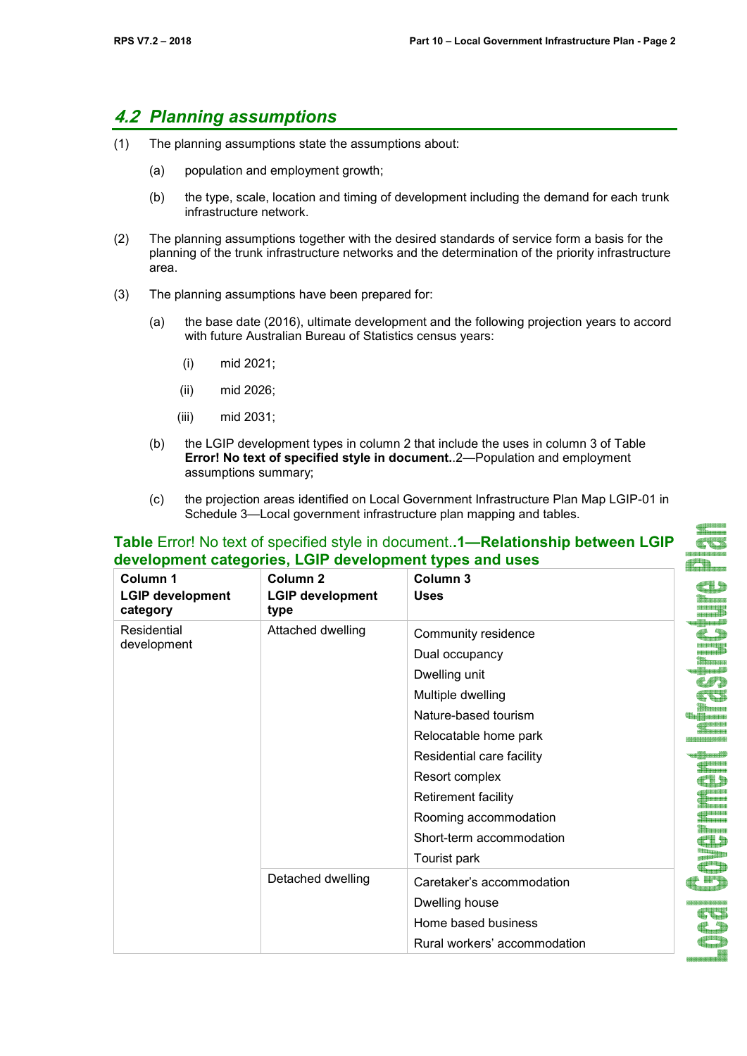## 4.2 Planning assumptions

(1) The planning assumptions state the assumptions about:

  (a) population and employment growth;

  (b) the type, scale, location and timing of development including the demand for each trunk infrastructure network.

(2) The planning assumptions together with the desired standards of service form a basis for the planning of the trunk infrastructure networks and the determination of the priority infrastructure area.

(3) The planning assumptions have been prepared for:

  (a) the base date (2016), ultimate development and the following projection years to accord with future Australian Bureau of Statistics census years:

    (i) mid 2021;

    (ii) mid 2026;

    (iii) mid 2031;

  (b) the LGIP development types in column 2 that include the uses in column 3 of Table **Error! No text of specified style in document.**.2—Population and employment assumptions summary;

  (c) the projection areas identified on Local Government Infrastructure Plan Map LGIP-01 in Schedule 3—Local government infrastructure plan mapping and tables.

**Table** Error! No text of specified style in document..**1—Relationship between LGIP development categories, LGIP development types and uses**

| Column 1<br>LGIP development category | Column 2<br>LGIP development type | Column 3<br>Uses |
|---|---|---|
| Residential development | Attached dwelling | Community residence<br>Dual occupancy<br>Dwelling unit<br>Multiple dwelling<br>Nature-based tourism<br>Relocatable home park<br>Residential care facility<br>Resort complex<br>Retirement facility<br>Rooming accommodation<br>Short-term accommodation<br>Tourist park |
| | Detached dwelling | Caretaker's accommodation<br>Dwelling house<br>Home based business<br>Rural workers' accommodation |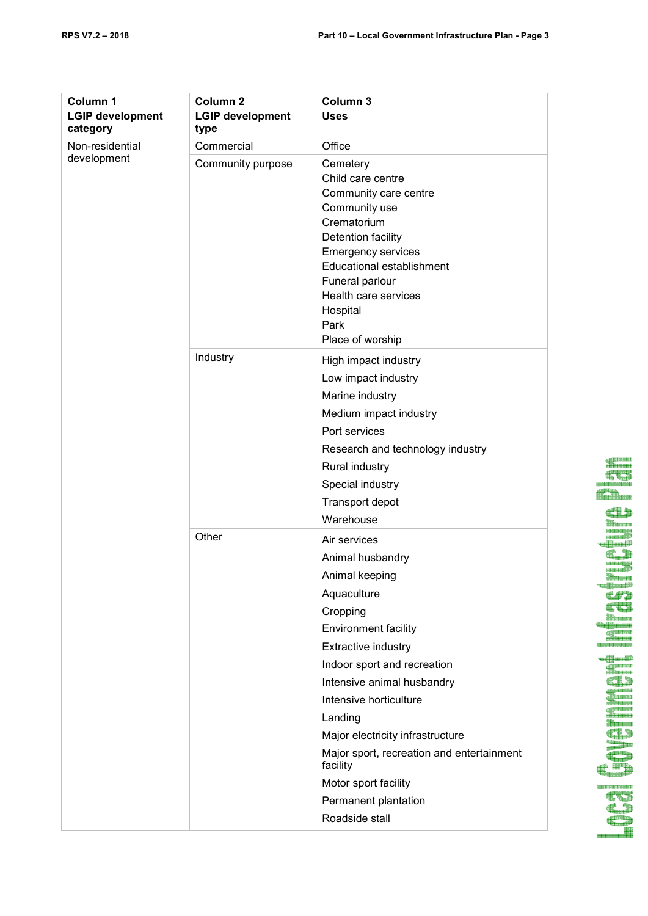| Column 1<br>LGIP development category | Column 2<br>LGIP development type | Column 3<br>Uses |
|---|---|---|
| Non-residential development | Commercial | Office |
| | Community purpose | Cemetery<br>Child care centre<br>Community care centre<br>Community use<br>Crematorium<br>Detention facility<br>Emergency services<br>Educational establishment<br>Funeral parlour<br>Health care services<br>Hospital<br>Park<br>Place of worship |
| | Industry | High impact industry<br>Low impact industry<br>Marine industry<br>Medium impact industry<br>Port services<br>Research and technology industry<br>Rural industry<br>Special industry<br>Transport depot<br>Warehouse |
| | Other | Air services<br>Animal husbandry<br>Animal keeping<br>Aquaculture<br>Cropping<br>Environment facility<br>Extractive industry<br>Indoor sport and recreation<br>Intensive animal husbandry<br>Intensive horticulture<br>Landing<br>Major electricity infrastructure<br>Major sport, recreation and entertainment facility<br>Motor sport facility<br>Permanent plantation<br>Roadside stall |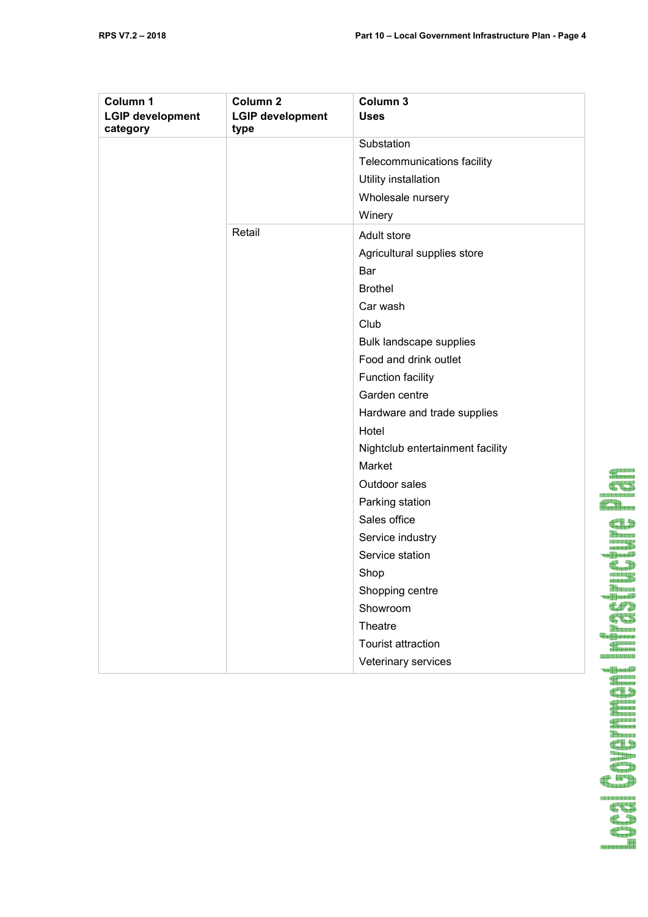| Column 1<br>LGIP development category | Column 2<br>LGIP development type | Column 3<br>Uses |
|---|---|---|
| | | Substation<br>Telecommunications facility<br>Utility installation<br>Wholesale nursery<br>Winery |
| | Retail | Adult store<br>Agricultural supplies store<br>Bar<br>Brothel<br>Car wash<br>Club<br>Bulk landscape supplies<br>Food and drink outlet<br>Function facility<br>Garden centre<br>Hardware and trade supplies<br>Hotel<br>Nightclub entertainment facility<br>Market<br>Outdoor sales<br>Parking station<br>Sales office<br>Service industry<br>Service station<br>Shop<br>Shopping centre<br>Showroom<br>Theatre<br>Tourist attraction<br>Veterinary services |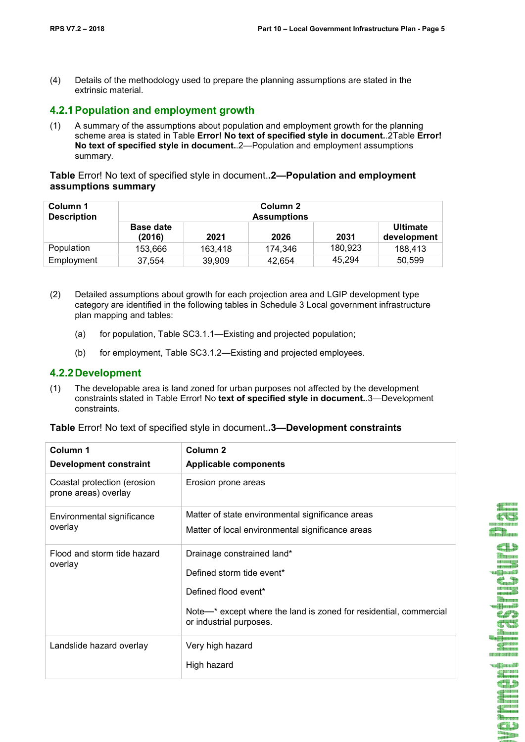(4) Details of the methodology used to prepare the planning assumptions are stated in the extrinsic material.

### 4.2.1 Population and employment growth

(1) A summary of the assumptions about population and employment growth for the planning scheme area is stated in Table **Error! No text of specified style in document.**.2Table **Error! No text of specified style in document.**.2—Population and employment assumptions summary.

**Table** Error! No text of specified style in document.**.2—Population and employment assumptions summary**

| Column 1 Description | Column 2 Assumptions | | | | |
|---|---|---|---|---|---|
| | Base date (2016) | 2021 | 2026 | 2031 | Ultimate development |
| Population | 153,666 | 163,418 | 174,346 | 180,923 | 188,413 |
| Employment | 37,554 | 39,909 | 42,654 | 45,294 | 50,599 |

(2) Detailed assumptions about growth for each projection area and LGIP development type category are identified in the following tables in Schedule 3 Local government infrastructure plan mapping and tables:

(a) for population, Table SC3.1.1—Existing and projected population;

(b) for employment, Table SC3.1.2—Existing and projected employees.

### 4.2.2 Development

(1) The developable area is land zoned for urban purposes not affected by the development constraints stated in Table Error! No **text of specified style in document.**.3—Development constraints.

**Table** Error! No text of specified style in document.**.3—Development constraints**

| Column 1<br>Development constraint | Column 2<br>Applicable components |
|---|---|
| Coastal protection (erosion prone areas) overlay | Erosion prone areas |
| Environmental significance overlay | Matter of state environmental significance areas<br>Matter of local environmental significance areas |
| Flood and storm tide hazard overlay | Drainage constrained land*<br>Defined storm tide event*<br>Defined flood event*<br>Note—* except where the land is zoned for residential, commercial or industrial purposes. |
| Landslide hazard overlay | Very high hazard<br>High hazard |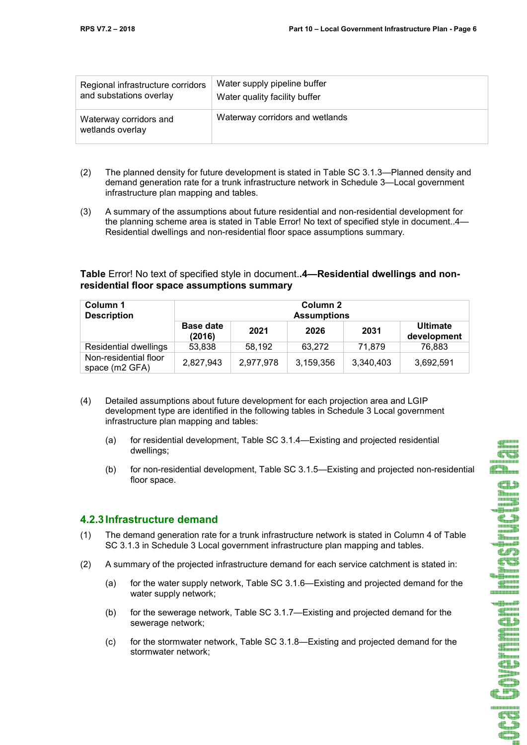| Regional infrastructure corridors and substations overlay | Water supply pipeline buffer<br>Water quality facility buffer |
|---|---|
| Waterway corridors and wetlands overlay | Waterway corridors and wetlands |

(2) The planned density for future development is stated in Table SC 3.1.3—Planned density and demand generation rate for a trunk infrastructure network in Schedule 3—Local government infrastructure plan mapping and tables.

(3) A summary of the assumptions about future residential and non-residential development for the planning scheme area is stated in Table Error! No text of specified style in document..4—Residential dwellings and non-residential floor space assumptions summary.

**Table** Error! No text of specified style in document.**.4—Residential dwellings and non-residential floor space assumptions summary**

| Column 1 Description | Column 2 Assumptions | | | | |
|---|---|---|---|---|---|
| | Base date (2016) | 2021 | 2026 | 2031 | Ultimate development |
| Residential dwellings | 53,838 | 58,192 | 63,272 | 71,879 | 76,883 |
| Non-residential floor space (m2 GFA) | 2,827,943 | 2,977,978 | 3,159,356 | 3,340,403 | 3,692,591 |

(4) Detailed assumptions about future development for each projection area and LGIP development type are identified in the following tables in Schedule 3 Local government infrastructure plan mapping and tables:

(a) for residential development, Table SC 3.1.4—Existing and projected residential dwellings;

(b) for non-residential development, Table SC 3.1.5—Existing and projected non-residential floor space.

### 4.2.3 Infrastructure demand

(1) The demand generation rate for a trunk infrastructure network is stated in Column 4 of Table SC 3.1.3 in Schedule 3 Local government infrastructure plan mapping and tables.

(2) A summary of the projected infrastructure demand for each service catchment is stated in:

(a) for the water supply network, Table SC 3.1.6—Existing and projected demand for the water supply network;

(b) for the sewerage network, Table SC 3.1.7—Existing and projected demand for the sewerage network;

(c) for the stormwater network, Table SC 3.1.8—Existing and projected demand for the stormwater network;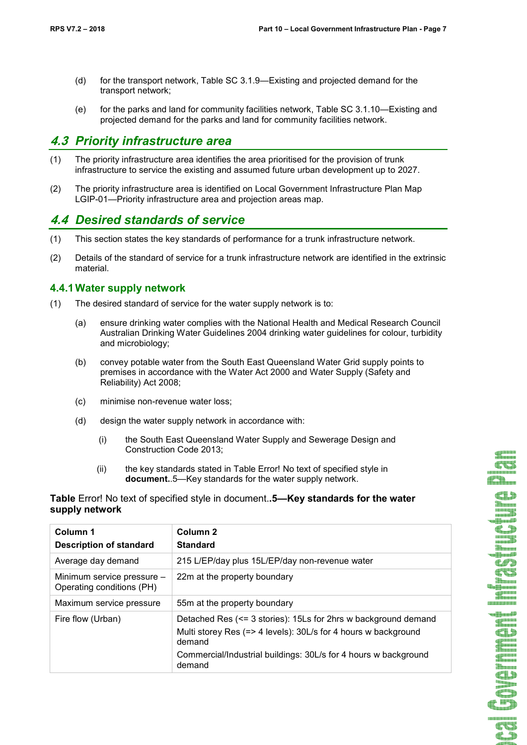(d) for the transport network, Table SC 3.1.9—Existing and projected demand for the transport network;

(e) for the parks and land for community facilities network, Table SC 3.1.10—Existing and projected demand for the parks and land for community facilities network.

## 4.3 Priority infrastructure area

(1) The priority infrastructure area identifies the area prioritised for the provision of trunk infrastructure to service the existing and assumed future urban development up to 2027.

(2) The priority infrastructure area is identified on Local Government Infrastructure Plan Map LGIP-01—Priority infrastructure area and projection areas map.

## 4.4 Desired standards of service

(1) This section states the key standards of performance for a trunk infrastructure network.

(2) Details of the standard of service for a trunk infrastructure network are identified in the extrinsic material.

### 4.4.1 Water supply network

(1) The desired standard of service for the water supply network is to:

(a) ensure drinking water complies with the National Health and Medical Research Council Australian Drinking Water Guidelines 2004 drinking water guidelines for colour, turbidity and microbiology;

(b) convey potable water from the South East Queensland Water Grid supply points to premises in accordance with the Water Act 2000 and Water Supply (Safety and Reliability) Act 2008;

(c) minimise non-revenue water loss;

(d) design the water supply network in accordance with:

(i) the South East Queensland Water Supply and Sewerage Design and Construction Code 2013;

(ii) the key standards stated in Table Error! No text of specified style in **document.**.5—Key standards for the water supply network.

**Table** Error! No text of specified style in document.**.5—Key standards for the water supply network**

| Column 1<br>Description of standard | Column 2<br>Standard |
|---|---|
| Average day demand | 215 L/EP/day plus 15L/EP/day non-revenue water |
| Minimum service pressure – Operating conditions (PH) | 22m at the property boundary |
| Maximum service pressure | 55m at the property boundary |
| Fire flow (Urban) | Detached Res (<= 3 stories): 15Ls for 2hrs w background demand<br>Multi storey Res (=> 4 levels): 30L/s for 4 hours w background demand<br>Commercial/Industrial buildings: 30L/s for 4 hours w background demand |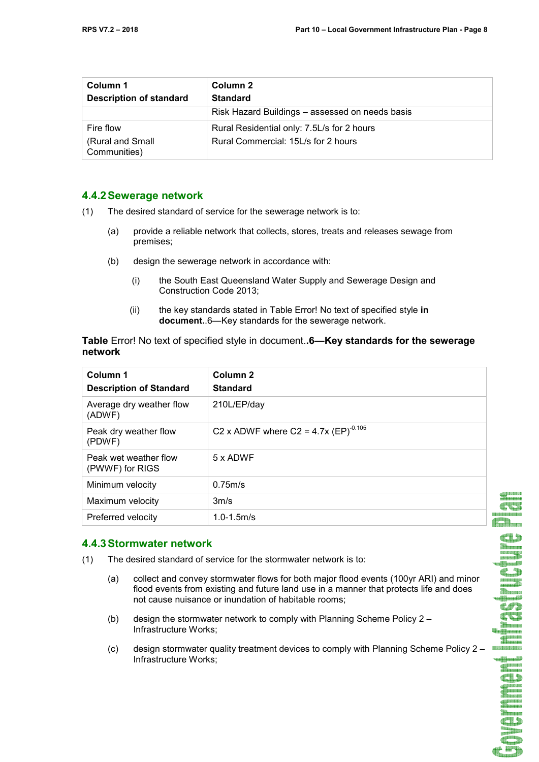| Column 1<br>**Description of standard** | Column 2<br>**Standard** |
|---|---|
| | Risk Hazard Buildings – assessed on needs basis |
| Fire flow<br>(Rural and Small Communities) | Rural Residential only: 7.5L/s for 2 hours<br>Rural Commercial: 15L/s for 2 hours |

### 4.4.2 Sewerage network

(1) The desired standard of service for the sewerage network is to:

(a) provide a reliable network that collects, stores, treats and releases sewage from premises;

(b) design the sewerage network in accordance with:

(i) the South East Queensland Water Supply and Sewerage Design and Construction Code 2013;

(ii) the key standards stated in Table Error! No text of specified style **in document.**.6—Key standards for the sewerage network.

**Table** Error! No text of specified style in document.**.6—Key standards for the sewerage network**

| Column 1<br>**Description of Standard** | Column 2<br>**Standard** |
|---|---|
| Average dry weather flow (ADWF) | 210L/EP/day |
| Peak dry weather flow (PDWF) | C2 x ADWF where C2 = 4.7x $(EP)^{-0.105}$ |
| Peak wet weather flow (PWWF) for RIGS | 5 x ADWF |
| Minimum velocity | 0.75m/s |
| Maximum velocity | 3m/s |
| Preferred velocity | 1.0-1.5m/s |

### 4.4.3 Stormwater network

(1) The desired standard of service for the stormwater network is to:

(a) collect and convey stormwater flows for both major flood events (100yr ARI) and minor flood events from existing and future land use in a manner that protects life and does not cause nuisance or inundation of habitable rooms;

(b) design the stormwater network to comply with Planning Scheme Policy 2 – Infrastructure Works;

(c) design stormwater quality treatment devices to comply with Planning Scheme Policy 2 – Infrastructure Works;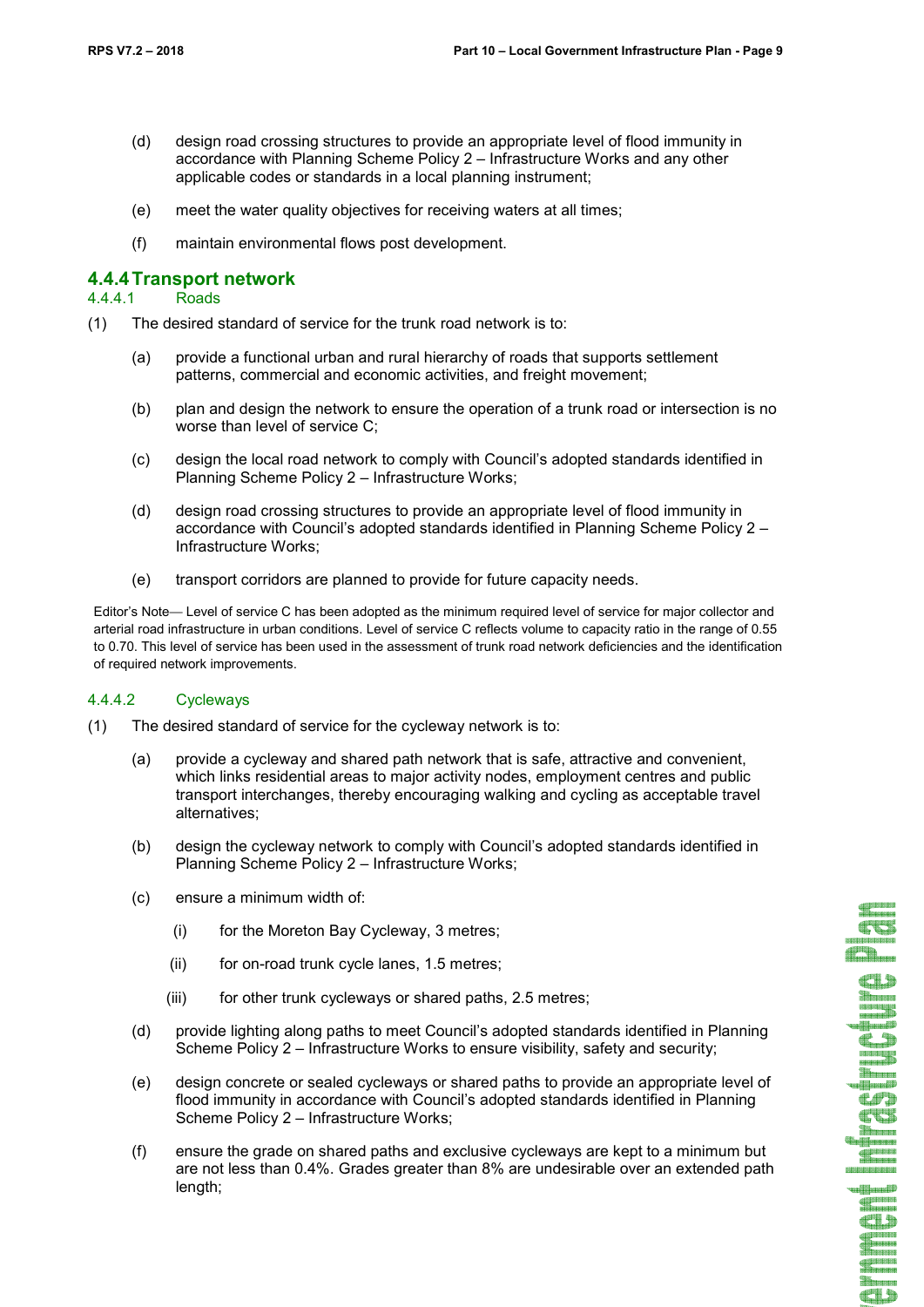(d) design road crossing structures to provide an appropriate level of flood immunity in accordance with Planning Scheme Policy 2 – Infrastructure Works and any other applicable codes or standards in a local planning instrument;

(e) meet the water quality objectives for receiving waters at all times;

(f) maintain environmental flows post development.

## 4.4.4 Transport network

### 4.4.4.1 Roads

(1) The desired standard of service for the trunk road network is to:

(a) provide a functional urban and rural hierarchy of roads that supports settlement patterns, commercial and economic activities, and freight movement;

(b) plan and design the network to ensure the operation of a trunk road or intersection is no worse than level of service C;

(c) design the local road network to comply with Council's adopted standards identified in Planning Scheme Policy 2 – Infrastructure Works;

(d) design road crossing structures to provide an appropriate level of flood immunity in accordance with Council's adopted standards identified in Planning Scheme Policy 2 – Infrastructure Works;

(e) transport corridors are planned to provide for future capacity needs.

Editor's Note— Level of service C has been adopted as the minimum required level of service for major collector and arterial road infrastructure in urban conditions. Level of service C reflects volume to capacity ratio in the range of 0.55 to 0.70. This level of service has been used in the assessment of trunk road network deficiencies and the identification of required network improvements.

### 4.4.4.2 Cycleways

(1) The desired standard of service for the cycleway network is to:

(a) provide a cycleway and shared path network that is safe, attractive and convenient, which links residential areas to major activity nodes, employment centres and public transport interchanges, thereby encouraging walking and cycling as acceptable travel alternatives;

(b) design the cycleway network to comply with Council's adopted standards identified in Planning Scheme Policy 2 – Infrastructure Works;

(c) ensure a minimum width of:

(i) for the Moreton Bay Cycleway, 3 metres;

(ii) for on-road trunk cycle lanes, 1.5 metres;

(iii) for other trunk cycleways or shared paths, 2.5 metres;

(d) provide lighting along paths to meet Council's adopted standards identified in Planning Scheme Policy 2 – Infrastructure Works to ensure visibility, safety and security;

(e) design concrete or sealed cycleways or shared paths to provide an appropriate level of flood immunity in accordance with Council's adopted standards identified in Planning Scheme Policy 2 – Infrastructure Works;

(f) ensure the grade on shared paths and exclusive cycleways are kept to a minimum but are not less than 0.4%. Grades greater than 8% are undesirable over an extended path length;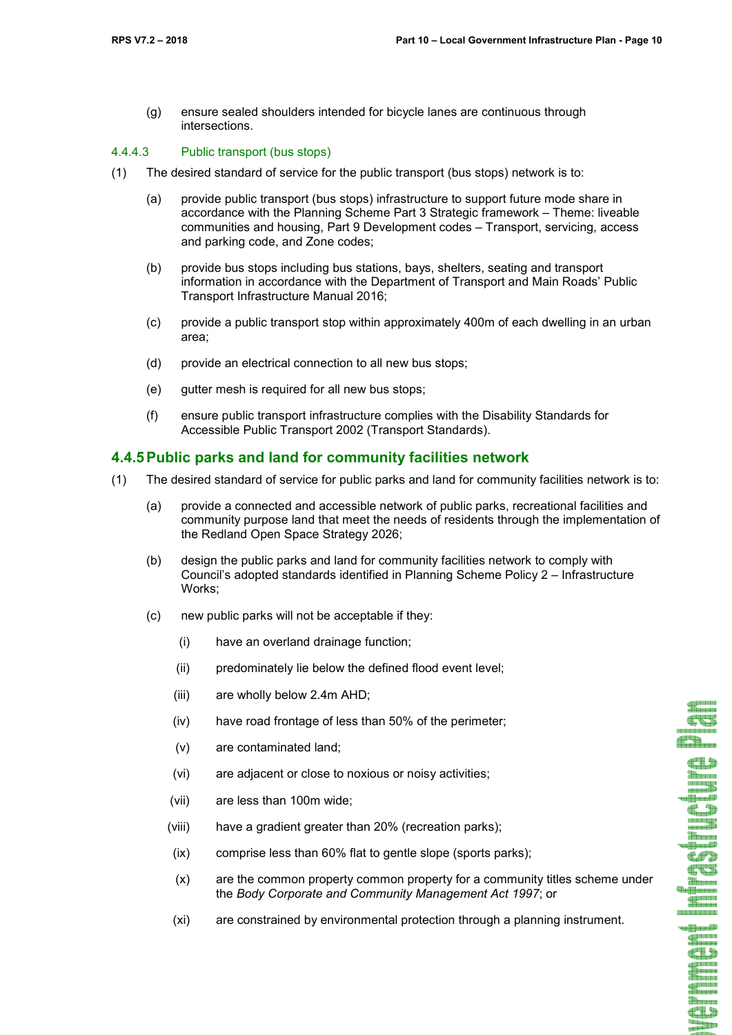(g) ensure sealed shoulders intended for bicycle lanes are continuous through intersections.

#### 4.4.4.3 Public transport (bus stops)

(1) The desired standard of service for the public transport (bus stops) network is to:

(a) provide public transport (bus stops) infrastructure to support future mode share in accordance with the Planning Scheme Part 3 Strategic framework – Theme: liveable communities and housing, Part 9 Development codes – Transport, servicing, access and parking code, and Zone codes;

(b) provide bus stops including bus stations, bays, shelters, seating and transport information in accordance with the Department of Transport and Main Roads' Public Transport Infrastructure Manual 2016;

(c) provide a public transport stop within approximately 400m of each dwelling in an urban area;

(d) provide an electrical connection to all new bus stops;

(e) gutter mesh is required for all new bus stops;

(f) ensure public transport infrastructure complies with the Disability Standards for Accessible Public Transport 2002 (Transport Standards).

### 4.4.5 Public parks and land for community facilities network

(1) The desired standard of service for public parks and land for community facilities network is to:

(a) provide a connected and accessible network of public parks, recreational facilities and community purpose land that meet the needs of residents through the implementation of the Redland Open Space Strategy 2026;

(b) design the public parks and land for community facilities network to comply with Council's adopted standards identified in Planning Scheme Policy 2 – Infrastructure Works;

(c) new public parks will not be acceptable if they:

(i) have an overland drainage function;

(ii) predominately lie below the defined flood event level;

(iii) are wholly below 2.4m AHD;

(iv) have road frontage of less than 50% of the perimeter;

(v) are contaminated land;

(vi) are adjacent or close to noxious or noisy activities;

(vii) are less than 100m wide;

(viii) have a gradient greater than 20% (recreation parks);

(ix) comprise less than 60% flat to gentle slope (sports parks);

(x) are the common property common property for a community titles scheme under the *Body Corporate and Community Management Act 1997*; or

(xi) are constrained by environmental protection through a planning instrument.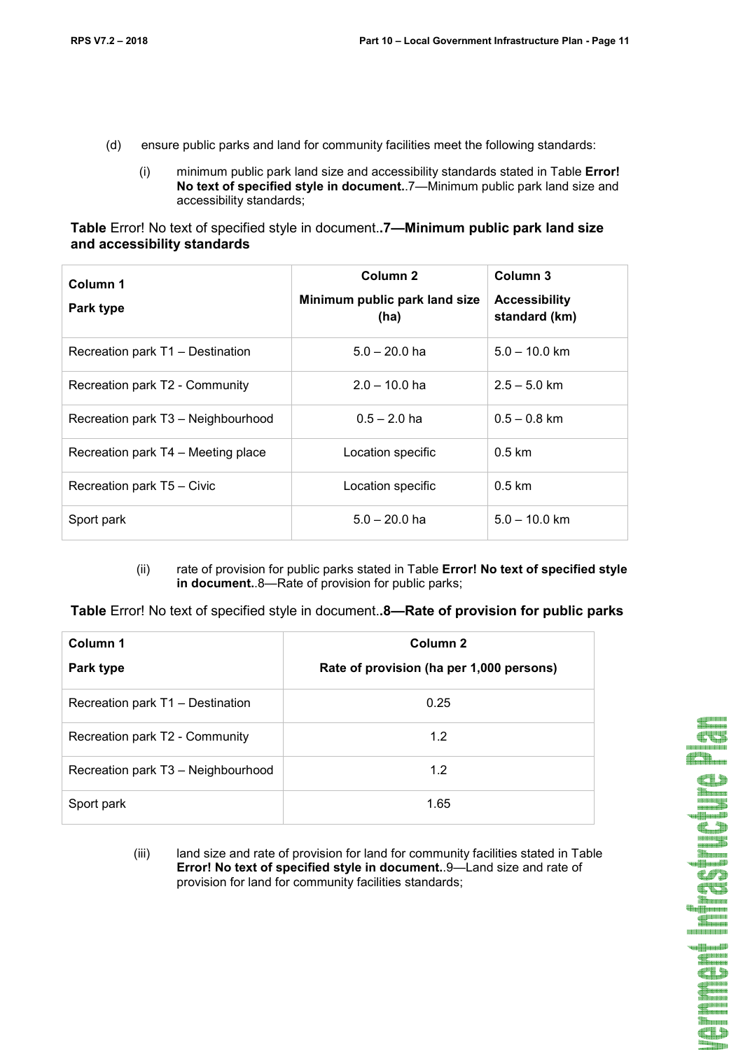(d) ensure public parks and land for community facilities meet the following standards:

(i) minimum public park land size and accessibility standards stated in Table **Error! No text of specified style in document.**.7—Minimum public park land size and accessibility standards;

**Table** Error! No text of specified style in document.**.7—Minimum public park land size and accessibility standards**

| Column 1<br>Park type | Column 2<br>Minimum public park land size (ha) | Column 3<br>Accessibility standard (km) |
|---|---|---|
| Recreation park T1 – Destination | 5.0 – 20.0 ha | 5.0 – 10.0 km |
| Recreation park T2 - Community | 2.0 – 10.0 ha | 2.5 – 5.0 km |
| Recreation park T3 – Neighbourhood | 0.5 – 2.0 ha | 0.5 – 0.8 km |
| Recreation park T4 – Meeting place | Location specific | 0.5 km |
| Recreation park T5 – Civic | Location specific | 0.5 km |
| Sport park | 5.0 – 20.0 ha | 5.0 – 10.0 km |

(ii) rate of provision for public parks stated in Table **Error! No text of specified style in document.**.8—Rate of provision for public parks;

**Table** Error! No text of specified style in document.**.8—Rate of provision for public parks**

| Column 1<br>Park type | Column 2<br>Rate of provision (ha per 1,000 persons) |
|---|---|
| Recreation park T1 – Destination | 0.25 |
| Recreation park T2 - Community | 1.2 |
| Recreation park T3 – Neighbourhood | 1.2 |
| Sport park | 1.65 |

(iii) land size and rate of provision for land for community facilities stated in Table **Error! No text of specified style in document.**.9—Land size and rate of provision for land for community facilities standards;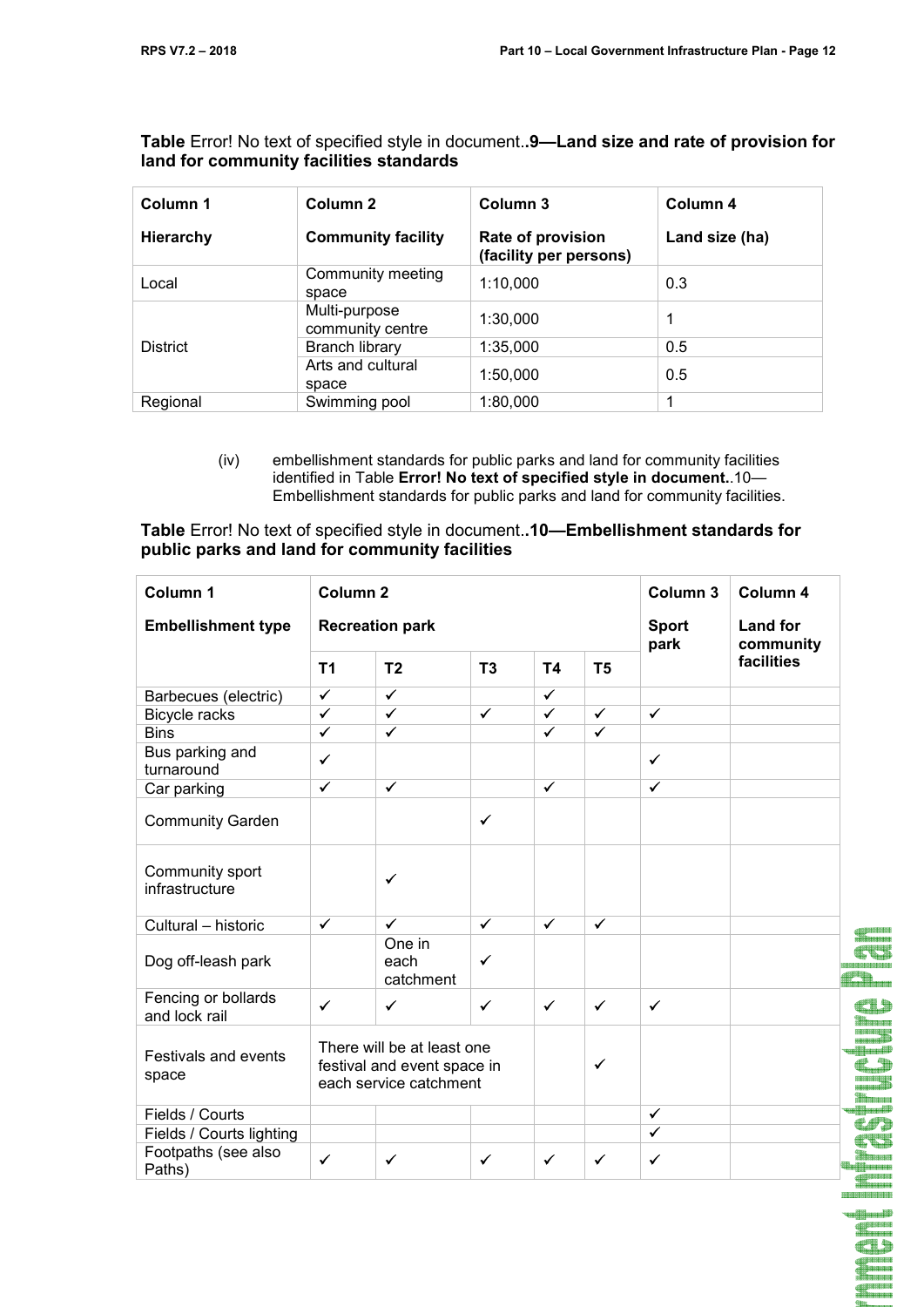**Table** Error! No text of specified style in document..**9—Land size and rate of provision for land for community facilities standards**

| Column 1<br>**Hierarchy** | Column 2<br>**Community facility** | Column 3<br>**Rate of provision (facility per persons)** | Column 4<br>**Land size (ha)** |
|---|---|---|---|
| Local | Community meeting space | 1:10,000 | 0.3 |
| District | Multi-purpose community centre | 1:30,000 | 1 |
| | Branch library | 1:35,000 | 0.5 |
| | Arts and cultural space | 1:50,000 | 0.5 |
| Regional | Swimming pool | 1:80,000 | 1 |

(iv) embellishment standards for public parks and land for community facilities identified in Table **Error! No text of specified style in document.**.10—Embellishment standards for public parks and land for community facilities.

**Table** Error! No text of specified style in document..**10—Embellishment standards for public parks and land for community facilities**

| Column 1<br>**Embellishment type** | Column 2<br>**Recreation park** | | | | | Column 3<br>**Sport park** | Column 4<br>**Land for community facilities** |
|---|---|---|---|---|---|---|---|
| | **T1** | **T2** | **T3** | **T4** | **T5** | | |
| Barbecues (electric) | ✓ | ✓ | | ✓ | | | |
| Bicycle racks | ✓ | ✓ | ✓ | ✓ | ✓ | ✓ | |
| Bins | ✓ | ✓ | | ✓ | ✓ | | |
| Bus parking and turnaround | ✓ | | | | | ✓ | |
| Car parking | ✓ | ✓ | | ✓ | | ✓ | |
| Community Garden | | | ✓ | | | | |
| Community sport infrastructure | | ✓ | | | | | |
| Cultural – historic | ✓ | ✓ | ✓ | ✓ | ✓ | | |
| Dog off-leash park | | One in each catchment | ✓ | | | | |
| Fencing or bollards and lock rail | ✓ | ✓ | ✓ | ✓ | ✓ | ✓ | |
| Festivals and events space | There will be at least one festival and event space in each service catchment | | | | ✓ | | |
| Fields / Courts | | | | | | ✓ | |
| Fields / Courts lighting | | | | | | ✓ | |
| Footpaths (see also Paths) | ✓ | ✓ | ✓ | ✓ | ✓ | ✓ | |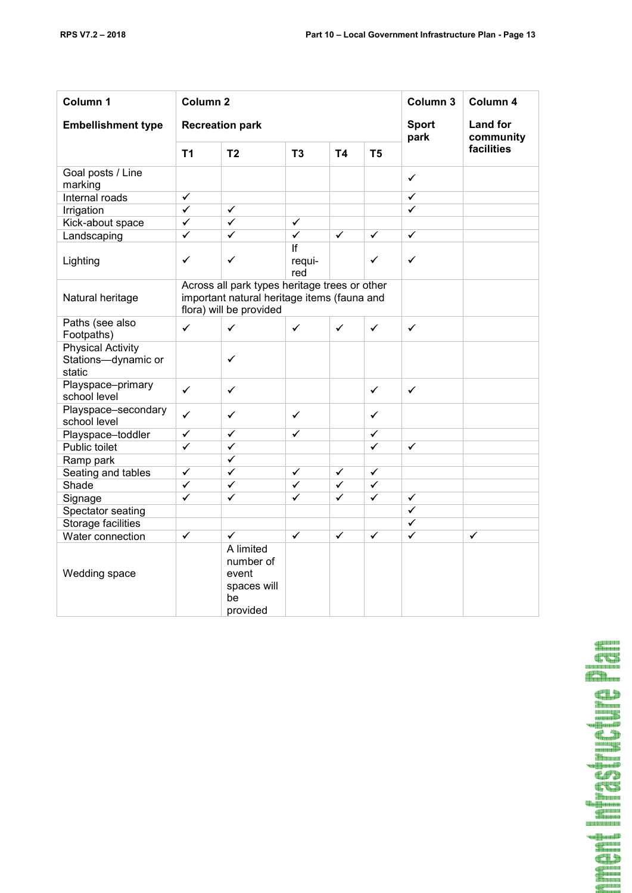| Column 1 | Column 2 | | | | | Column 3 | Column 4 |
|---|---|---|---|---|---|---|---|
| **Embellishment type** | **Recreation park** | | | | | **Sport park** | **Land for community facilities** |
| | **T1** | **T2** | **T3** | **T4** | **T5** | | |
| Goal posts / Line marking | | | | | | ✓ | |
| Internal roads | ✓ | | | | | ✓ | |
| Irrigation | ✓ | ✓ | | | | ✓ | |
| Kick-about space | ✓ | ✓ | ✓ | | | | |
| Landscaping | ✓ | ✓ | ✓ | ✓ | ✓ | ✓ | |
| Lighting | ✓ | ✓ | If required | | ✓ | ✓ | |
| Natural heritage | Across all park types heritage trees or other important natural heritage items (fauna and flora) will be provided | | | | | | |
| Paths (see also Footpaths) | ✓ | ✓ | ✓ | ✓ | ✓ | ✓ | |
| Physical Activity Stations—dynamic or static | | ✓ | | | | | |
| Playspace–primary school level | ✓ | ✓ | | | ✓ | ✓ | |
| Playspace–secondary school level | ✓ | ✓ | ✓ | | ✓ | | |
| Playspace–toddler | ✓ | ✓ | ✓ | | ✓ | | |
| Public toilet | ✓ | ✓ | | | ✓ | ✓ | |
| Ramp park | | ✓ | | | | | |
| Seating and tables | ✓ | ✓ | ✓ | ✓ | ✓ | | |
| Shade | ✓ | ✓ | ✓ | ✓ | ✓ | | |
| Signage | ✓ | ✓ | ✓ | ✓ | ✓ | ✓ | |
| Spectator seating | | | | | | ✓ | |
| Storage facilities | | | | | | ✓ | |
| Water connection | ✓ | ✓ | ✓ | ✓ | ✓ | ✓ | ✓ |
| Wedding space | | A limited number of event spaces will be provided | | | | | |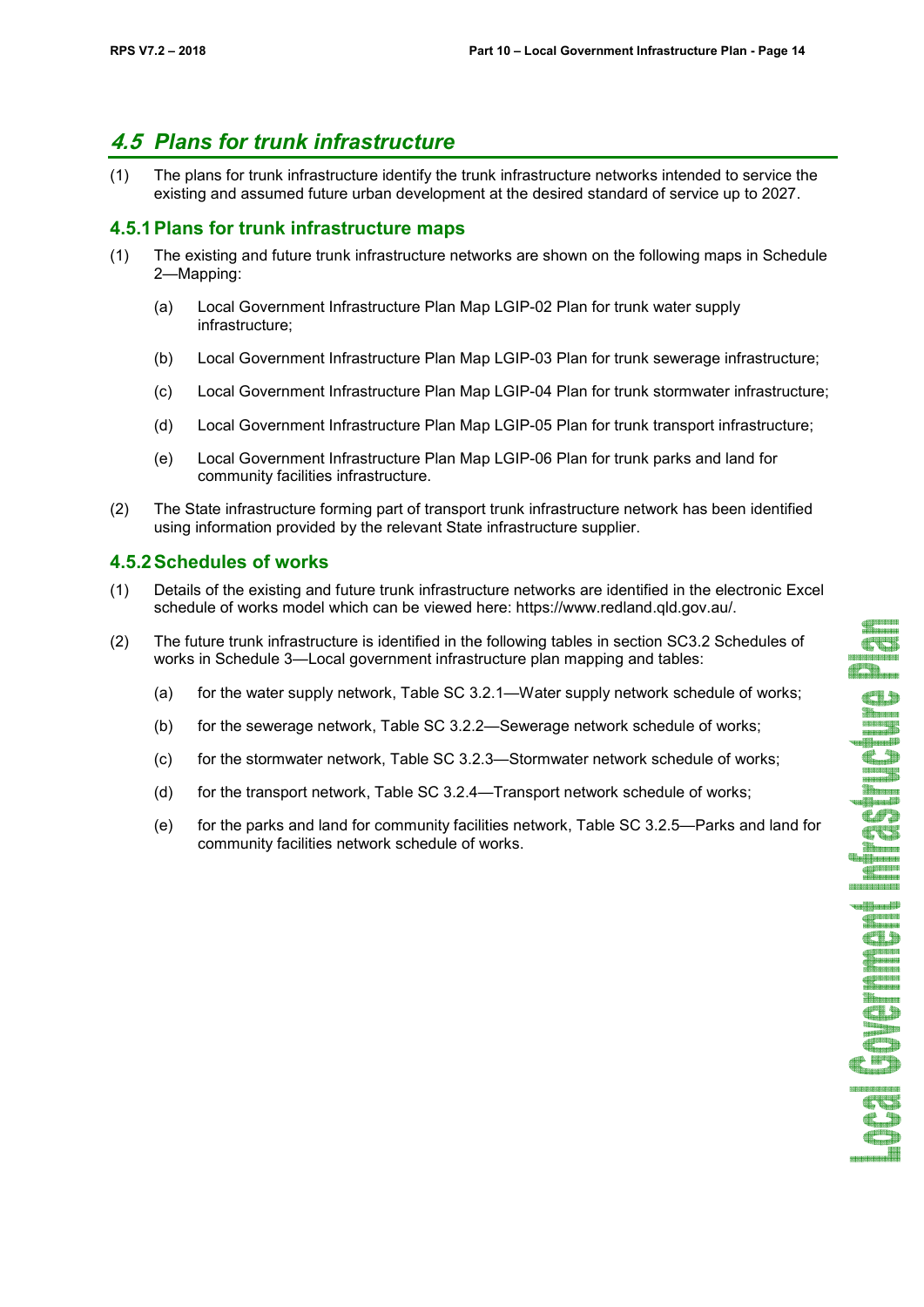## *4.5 Plans for trunk infrastructure*

(1) The plans for trunk infrastructure identify the trunk infrastructure networks intended to service the existing and assumed future urban development at the desired standard of service up to 2027.

### 4.5.1 Plans for trunk infrastructure maps

(1) The existing and future trunk infrastructure networks are shown on the following maps in Schedule 2—Mapping:

(a) Local Government Infrastructure Plan Map LGIP-02 Plan for trunk water supply infrastructure;

(b) Local Government Infrastructure Plan Map LGIP-03 Plan for trunk sewerage infrastructure;

(c) Local Government Infrastructure Plan Map LGIP-04 Plan for trunk stormwater infrastructure;

(d) Local Government Infrastructure Plan Map LGIP-05 Plan for trunk transport infrastructure;

(e) Local Government Infrastructure Plan Map LGIP-06 Plan for trunk parks and land for community facilities infrastructure.

(2) The State infrastructure forming part of transport trunk infrastructure network has been identified using information provided by the relevant State infrastructure supplier.

### 4.5.2 Schedules of works

(1) Details of the existing and future trunk infrastructure networks are identified in the electronic Excel schedule of works model which can be viewed here: https://www.redland.qld.gov.au/.

(2) The future trunk infrastructure is identified in the following tables in section SC3.2 Schedules of works in Schedule 3—Local government infrastructure plan mapping and tables:

(a) for the water supply network, Table SC 3.2.1—Water supply network schedule of works;

(b) for the sewerage network, Table SC 3.2.2—Sewerage network schedule of works;

(c) for the stormwater network, Table SC 3.2.3—Stormwater network schedule of works;

(d) for the transport network, Table SC 3.2.4—Transport network schedule of works;

(e) for the parks and land for community facilities network, Table SC 3.2.5—Parks and land for community facilities network schedule of works.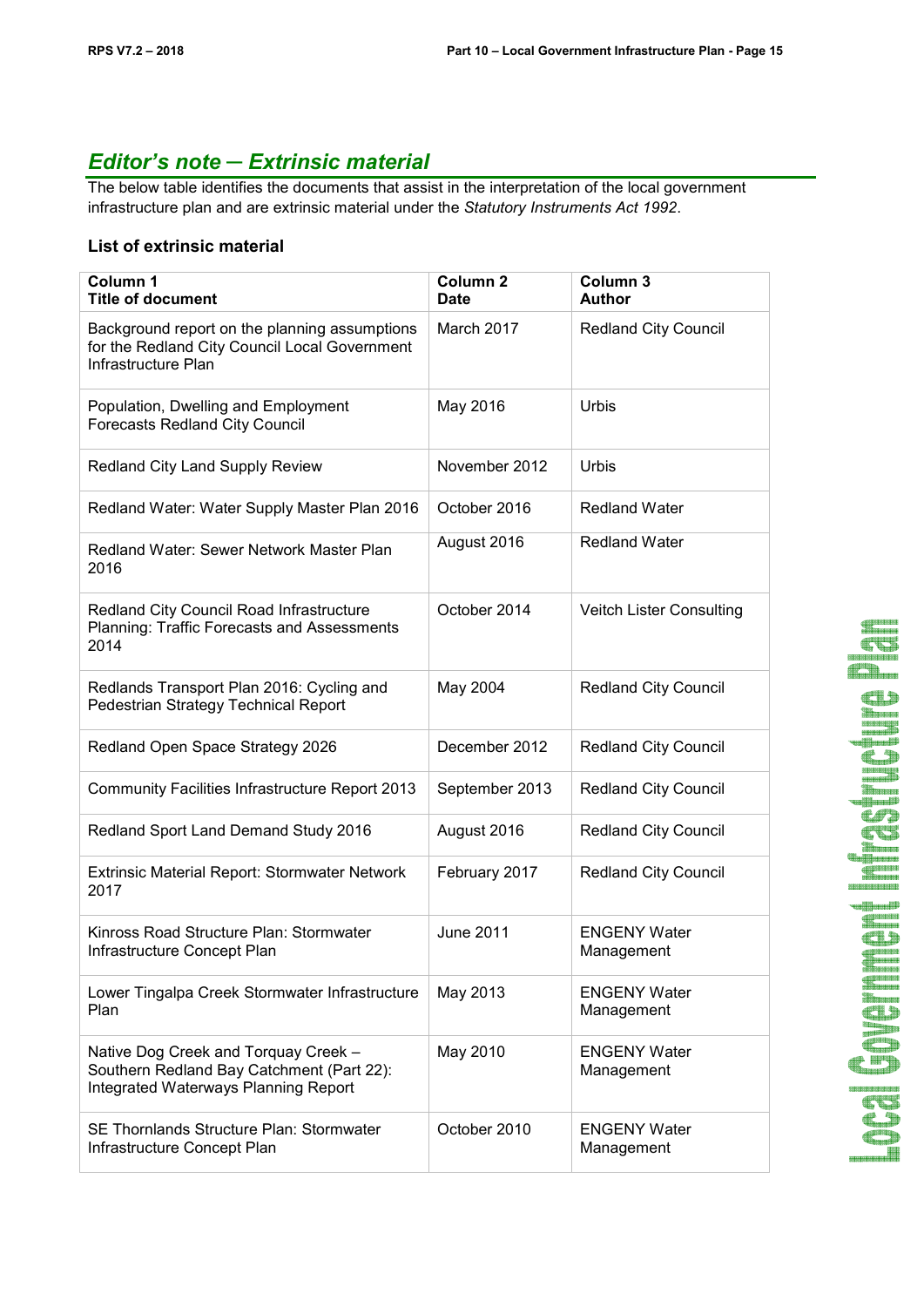## *Editor's note ─ Extrinsic material*

The below table identifies the documents that assist in the interpretation of the local government infrastructure plan and are extrinsic material under the *Statutory Instruments Act 1992*.

### List of extrinsic material

| Column 1<br>Title of document | Column 2<br>Date | Column 3<br>Author |
|---|---|---|
| Background report on the planning assumptions for the Redland City Council Local Government Infrastructure Plan | March 2017 | Redland City Council |
| Population, Dwelling and Employment Forecasts Redland City Council | May 2016 | Urbis |
| Redland City Land Supply Review | November 2012 | Urbis |
| Redland Water: Water Supply Master Plan 2016 | October 2016 | Redland Water |
| Redland Water: Sewer Network Master Plan 2016 | August 2016 | Redland Water |
| Redland City Council Road Infrastructure Planning: Traffic Forecasts and Assessments 2014 | October 2014 | Veitch Lister Consulting |
| Redlands Transport Plan 2016: Cycling and Pedestrian Strategy Technical Report | May 2004 | Redland City Council |
| Redland Open Space Strategy 2026 | December 2012 | Redland City Council |
| Community Facilities Infrastructure Report 2013 | September 2013 | Redland City Council |
| Redland Sport Land Demand Study 2016 | August 2016 | Redland City Council |
| Extrinsic Material Report: Stormwater Network 2017 | February 2017 | Redland City Council |
| Kinross Road Structure Plan: Stormwater Infrastructure Concept Plan | June 2011 | ENGENY Water Management |
| Lower Tingalpa Creek Stormwater Infrastructure Plan | May 2013 | ENGENY Water Management |
| Native Dog Creek and Torquay Creek – Southern Redland Bay Catchment (Part 22): Integrated Waterways Planning Report | May 2010 | ENGENY Water Management |
| SE Thornlands Structure Plan: Stormwater Infrastructure Concept Plan | October 2010 | ENGENY Water Management |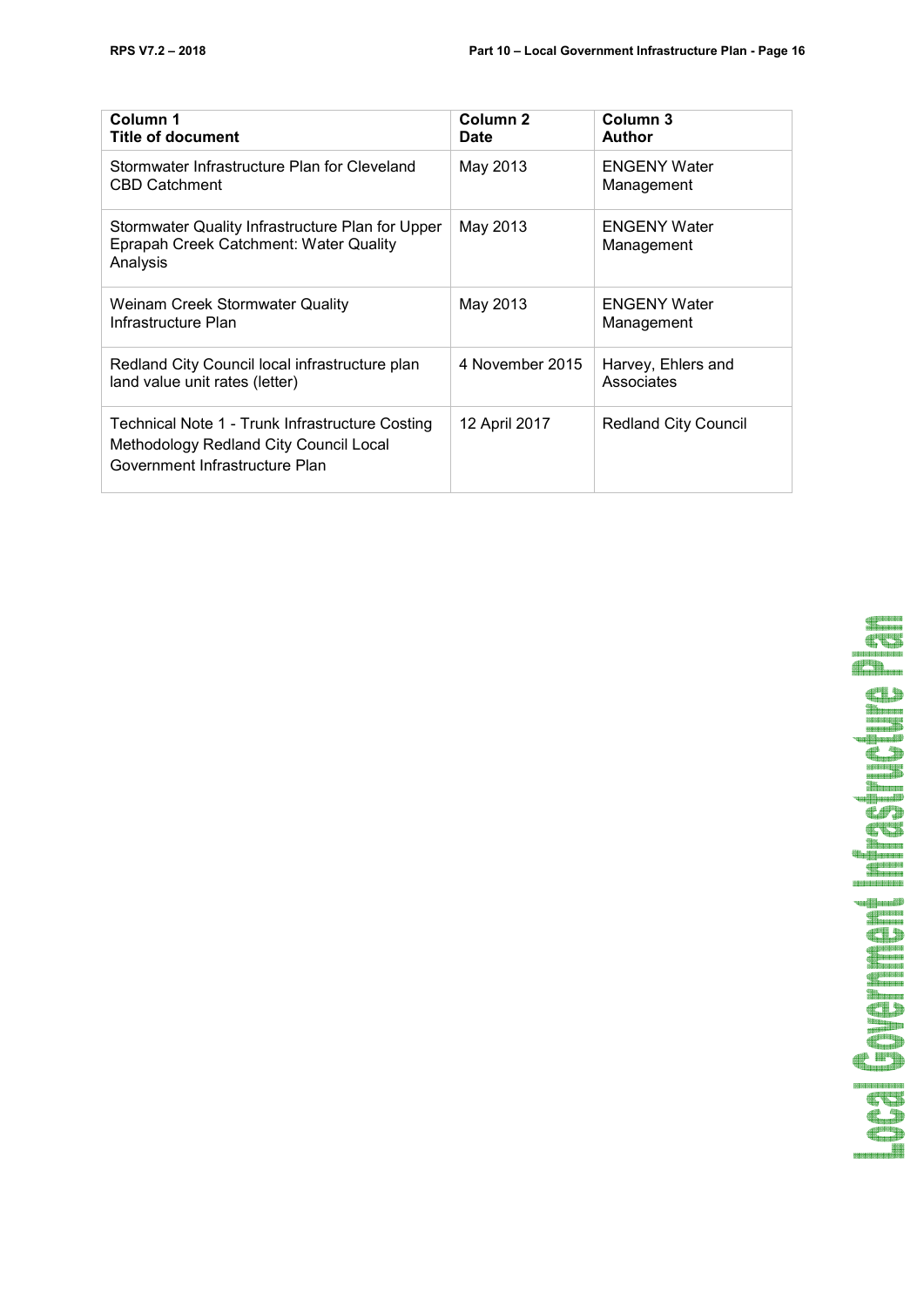| Column 1<br>Title of document | Column 2<br>Date | Column 3<br>Author |
|---|---|---|
| Stormwater Infrastructure Plan for Cleveland CBD Catchment | May 2013 | ENGENY Water Management |
| Stormwater Quality Infrastructure Plan for Upper Eprapah Creek Catchment: Water Quality Analysis | May 2013 | ENGENY Water Management |
| Weinam Creek Stormwater Quality Infrastructure Plan | May 2013 | ENGENY Water Management |
| Redland City Council local infrastructure plan land value unit rates (letter) | 4 November 2015 | Harvey, Ehlers and Associates |
| Technical Note 1 - Trunk Infrastructure Costing Methodology Redland City Council Local Government Infrastructure Plan | 12 April 2017 | Redland City Council |